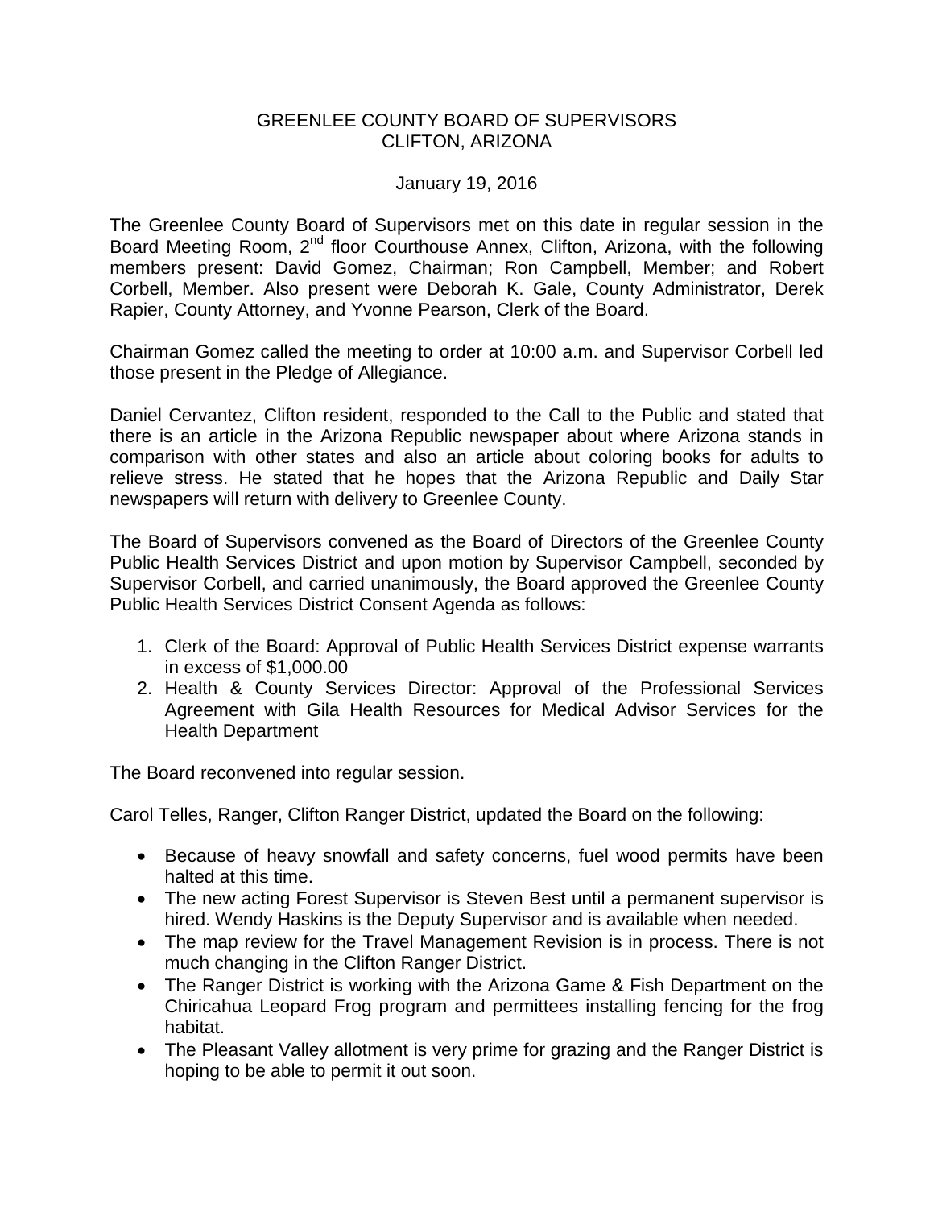GREENLEE COUNTY BOARD OF SUPERVISORS
CLIFTON, ARIZONA

January 19, 2016

The Greenlee County Board of Supervisors met on this date in regular session in the Board Meeting Room, 2nd floor Courthouse Annex, Clifton, Arizona, with the following members present: David Gomez, Chairman; Ron Campbell, Member; and Robert Corbell, Member. Also present were Deborah K. Gale, County Administrator, Derek Rapier, County Attorney, and Yvonne Pearson, Clerk of the Board.

Chairman Gomez called the meeting to order at 10:00 a.m. and Supervisor Corbell led those present in the Pledge of Allegiance.

Daniel Cervantez, Clifton resident, responded to the Call to the Public and stated that there is an article in the Arizona Republic newspaper about where Arizona stands in comparison with other states and also an article about coloring books for adults to relieve stress. He stated that he hopes that the Arizona Republic and Daily Star newspapers will return with delivery to Greenlee County.

The Board of Supervisors convened as the Board of Directors of the Greenlee County Public Health Services District and upon motion by Supervisor Campbell, seconded by Supervisor Corbell, and carried unanimously, the Board approved the Greenlee County Public Health Services District Consent Agenda as follows:

1. Clerk of the Board: Approval of Public Health Services District expense warrants in excess of $1,000.00
2. Health & County Services Director: Approval of the Professional Services Agreement with Gila Health Resources for Medical Advisor Services for the Health Department

The Board reconvened into regular session.

Carol Telles, Ranger, Clifton Ranger District, updated the Board on the following:

- Because of heavy snowfall and safety concerns, fuel wood permits have been halted at this time.
- The new acting Forest Supervisor is Steven Best until a permanent supervisor is hired. Wendy Haskins is the Deputy Supervisor and is available when needed.
- The map review for the Travel Management Revision is in process. There is not much changing in the Clifton Ranger District.
- The Ranger District is working with the Arizona Game & Fish Department on the Chiricahua Leopard Frog program and permittees installing fencing for the frog habitat.
- The Pleasant Valley allotment is very prime for grazing and the Ranger District is hoping to be able to permit it out soon.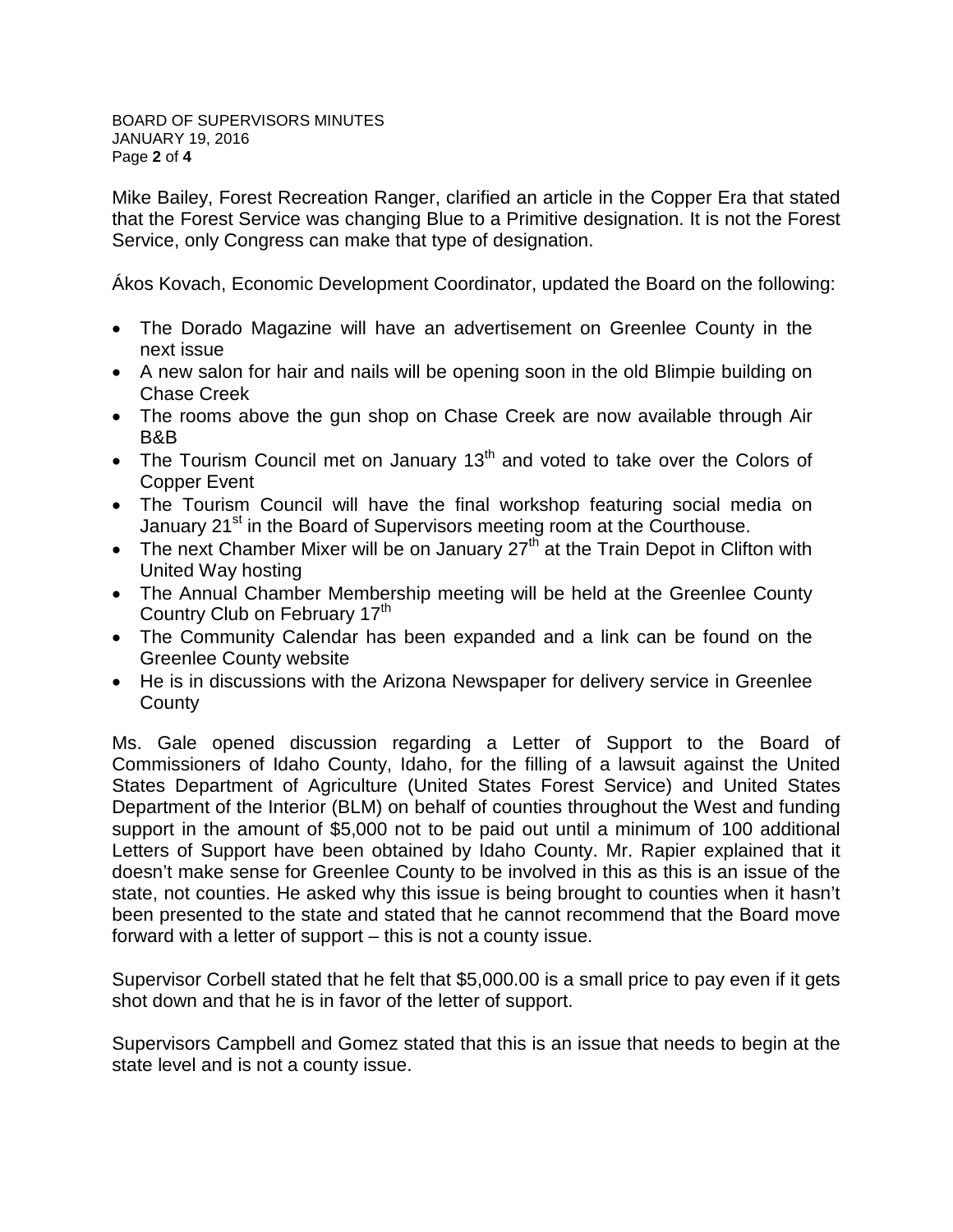Mike Bailey, Forest Recreation Ranger, clarified an article in the Copper Era that stated that the Forest Service was changing Blue to a Primitive designation. It is not the Forest Service, only Congress can make that type of designation.

Ákos Kovach, Economic Development Coordinator, updated the Board on the following:

- The Dorado Magazine will have an advertisement on Greenlee County in the next issue
- A new salon for hair and nails will be opening soon in the old Blimpie building on Chase Creek
- The rooms above the gun shop on Chase Creek are now available through Air B&B
- The Tourism Council met on January 13th and voted to take over the Colors of Copper Event
- The Tourism Council will have the final workshop featuring social media on January 21st in the Board of Supervisors meeting room at the Courthouse.
- The next Chamber Mixer will be on January 27th at the Train Depot in Clifton with United Way hosting
- The Annual Chamber Membership meeting will be held at the Greenlee County Country Club on February 17th
- The Community Calendar has been expanded and a link can be found on the Greenlee County website
- He is in discussions with the Arizona Newspaper for delivery service in Greenlee County

Ms. Gale opened discussion regarding a Letter of Support to the Board of Commissioners of Idaho County, Idaho, for the filling of a lawsuit against the United States Department of Agriculture (United States Forest Service) and United States Department of the Interior (BLM) on behalf of counties throughout the West and funding support in the amount of $5,000 not to be paid out until a minimum of 100 additional Letters of Support have been obtained by Idaho County. Mr. Rapier explained that it doesn't make sense for Greenlee County to be involved in this as this is an issue of the state, not counties. He asked why this issue is being brought to counties when it hasn't been presented to the state and stated that he cannot recommend that the Board move forward with a letter of support – this is not a county issue.

Supervisor Corbell stated that he felt that $5,000.00 is a small price to pay even if it gets shot down and that he is in favor of the letter of support.

Supervisors Campbell and Gomez stated that this is an issue that needs to begin at the state level and is not a county issue.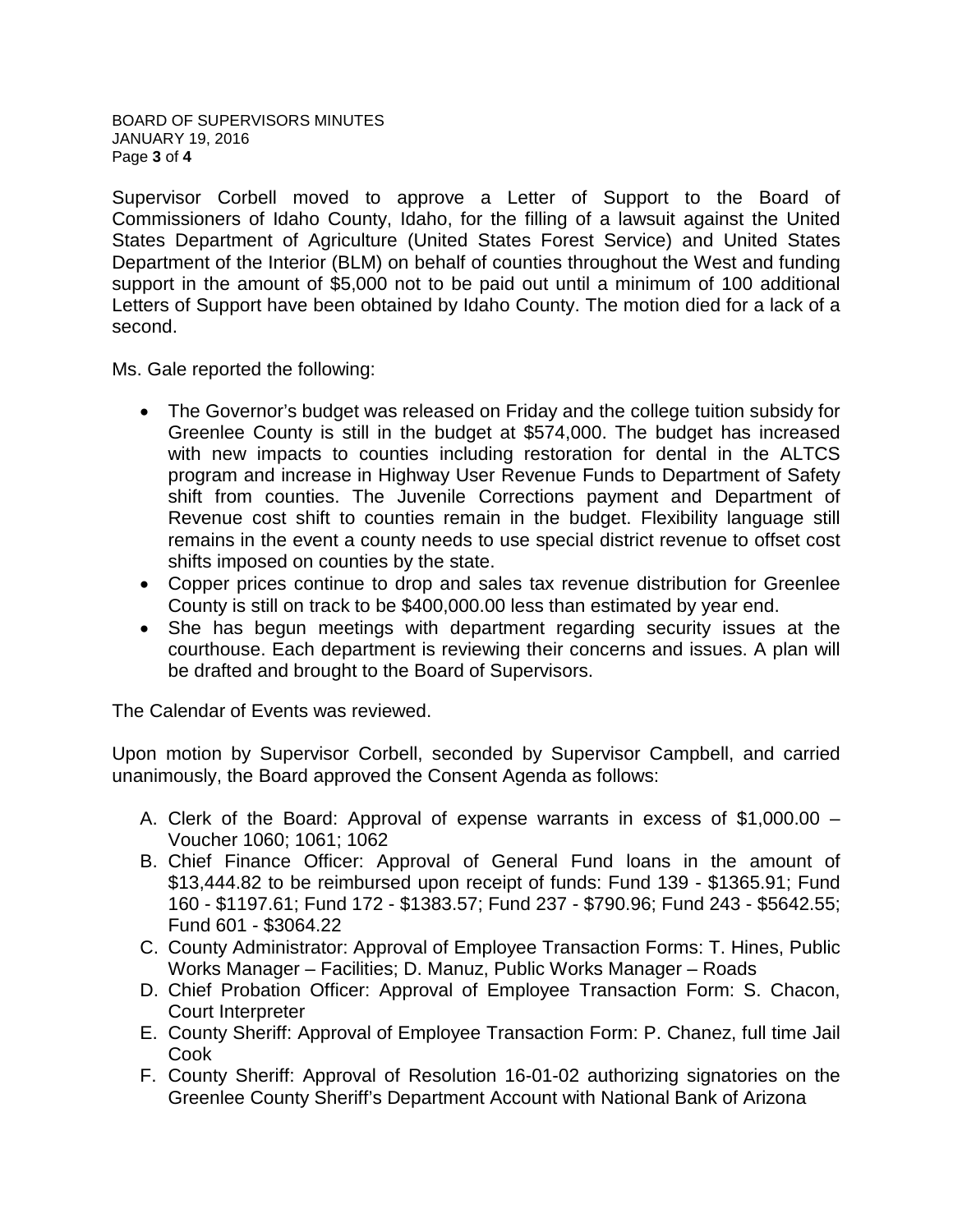Supervisor Corbell moved to approve a Letter of Support to the Board of Commissioners of Idaho County, Idaho, for the filling of a lawsuit against the United States Department of Agriculture (United States Forest Service) and United States Department of the Interior (BLM) on behalf of counties throughout the West and funding support in the amount of $5,000 not to be paid out until a minimum of 100 additional Letters of Support have been obtained by Idaho County. The motion died for a lack of a second.

Ms. Gale reported the following:

- The Governor's budget was released on Friday and the college tuition subsidy for Greenlee County is still in the budget at $574,000. The budget has increased with new impacts to counties including restoration for dental in the ALTCS program and increase in Highway User Revenue Funds to Department of Safety shift from counties. The Juvenile Corrections payment and Department of Revenue cost shift to counties remain in the budget. Flexibility language still remains in the event a county needs to use special district revenue to offset cost shifts imposed on counties by the state.
- Copper prices continue to drop and sales tax revenue distribution for Greenlee County is still on track to be $400,000.00 less than estimated by year end.
- She has begun meetings with department regarding security issues at the courthouse. Each department is reviewing their concerns and issues. A plan will be drafted and brought to the Board of Supervisors.

The Calendar of Events was reviewed.

Upon motion by Supervisor Corbell, seconded by Supervisor Campbell, and carried unanimously, the Board approved the Consent Agenda as follows:

A. Clerk of the Board: Approval of expense warrants in excess of $1,000.00 – Voucher 1060; 1061; 1062
B. Chief Finance Officer: Approval of General Fund loans in the amount of $13,444.82 to be reimbursed upon receipt of funds: Fund 139 - $1365.91; Fund 160 - $1197.61; Fund 172 - $1383.57; Fund 237 - $790.96; Fund 243 - $5642.55; Fund 601 - $3064.22
C. County Administrator: Approval of Employee Transaction Forms: T. Hines, Public Works Manager – Facilities; D. Manuz, Public Works Manager – Roads
D. Chief Probation Officer: Approval of Employee Transaction Form: S. Chacon, Court Interpreter
E. County Sheriff: Approval of Employee Transaction Form: P. Chanez, full time Jail Cook
F. County Sheriff: Approval of Resolution 16-01-02 authorizing signatories on the Greenlee County Sheriff's Department Account with National Bank of Arizona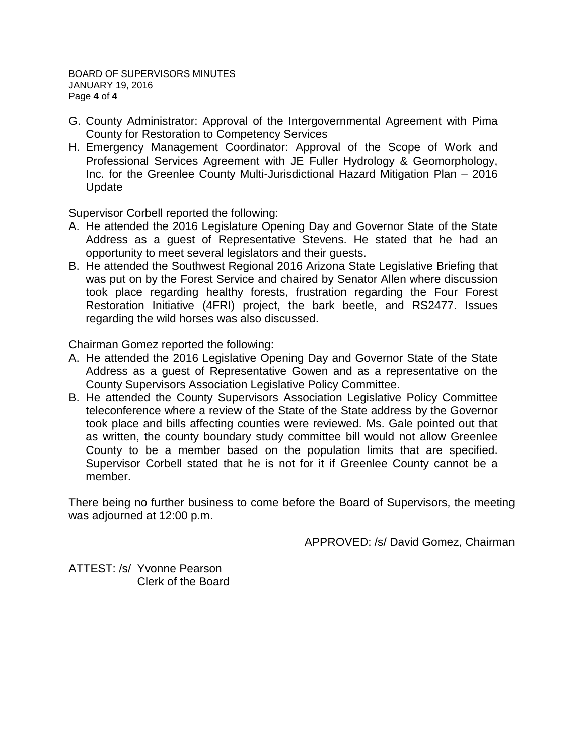G. County Administrator: Approval of the Intergovernmental Agreement with Pima County for Restoration to Competency Services
H. Emergency Management Coordinator: Approval of the Scope of Work and Professional Services Agreement with JE Fuller Hydrology & Geomorphology, Inc. for the Greenlee County Multi-Jurisdictional Hazard Mitigation Plan – 2016 Update

Supervisor Corbell reported the following:

A. He attended the 2016 Legislature Opening Day and Governor State of the State Address as a guest of Representative Stevens. He stated that he had an opportunity to meet several legislators and their guests.
B. He attended the Southwest Regional 2016 Arizona State Legislative Briefing that was put on by the Forest Service and chaired by Senator Allen where discussion took place regarding healthy forests, frustration regarding the Four Forest Restoration Initiative (4FRI) project, the bark beetle, and RS2477. Issues regarding the wild horses was also discussed.

Chairman Gomez reported the following:

A. He attended the 2016 Legislative Opening Day and Governor State of the State Address as a guest of Representative Gowen and as a representative on the County Supervisors Association Legislative Policy Committee.
B. He attended the County Supervisors Association Legislative Policy Committee teleconference where a review of the State of the State address by the Governor took place and bills affecting counties were reviewed. Ms. Gale pointed out that as written, the county boundary study committee bill would not allow Greenlee County to be a member based on the population limits that are specified. Supervisor Corbell stated that he is not for it if Greenlee County cannot be a member.

There being no further business to come before the Board of Supervisors, the meeting was adjourned at 12:00 p.m.

APPROVED: /s/ David Gomez, Chairman

ATTEST: /s/ Yvonne Pearson
Clerk of the Board